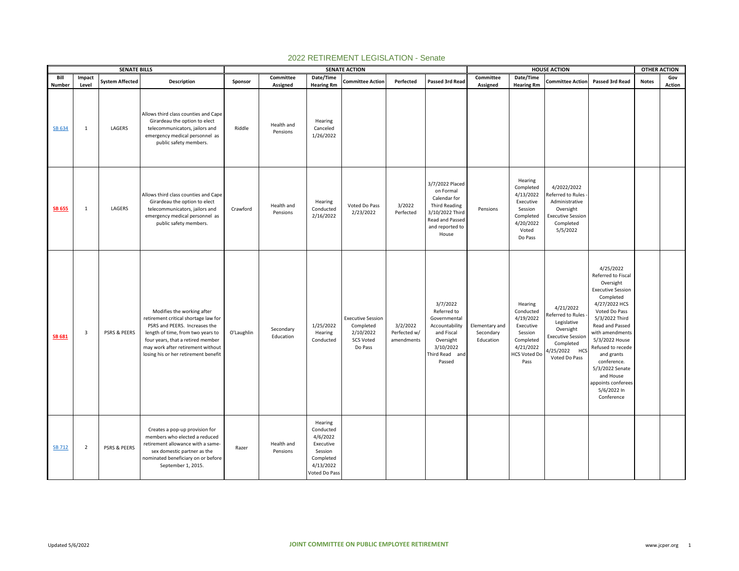# 2022 RETIREMENT LEGISLATION - Senate

| SENATE BILLS | | | | SENATE ACTION | | | | | | HOUSE ACTION | | | | OTHER ACTION | |
|---|---|---|---|---|---|---|---|---|---|---|---|---|---|---|---|
| Bill Number | Impact Level | System Affected | Description | Sponsor | Committee Assigned | Date/Time Hearing Rm | Committee Action | Perfected | Passed 3rd Read | Committee Assigned | Date/Time Hearing Rm | Committee Action | Passed 3rd Read | Notes | Gov Action |
| SB 634 | 1 | LAGERS | Allows third class counties and Cape Girardeau the option to elect telecommunicators, jailors and emergency medical personnel as public safety members. | Riddle | Health and Pensions | Hearing Canceled 1/26/2022 | | | | | | | | | |
| **SB 655** | 1 | LAGERS | Allows third class counties and Cape Girardeau the option to elect telecommunicators, jailors and emergency medical personnel as public safety members. | Crawford | Health and Pensions | Hearing Conducted 2/16/2022 | Voted Do Pass 2/23/2022 | 3/2022 Perfected | 3/7/2022 Placed on Formal Calendar for Third Reading 3/10/2022 Third Read and Passed and reported to House | Pensions | Hearing Completed 4/13/2022 Executive Session Completed 4/20/2022 Voted Do Pass | 4/2022/2022 Referred to Rules - Administrative Oversight Executive Session Completed 5/5/2022 | | | |
| **SB 681** | 3 | PSRS & PEERS | Modifies the working after retirement critical shortage law for PSRS and PEERS. Increases the length of time, from two years to four years, that a retired member may work after retirement without losing his or her retirement benefit | O'Laughlin | Secondary Education | 1/25/2022 Hearing Conducted | Executive Session Completed 2/10/2022 SCS Voted Do Pass | 3/2/2022 Perfected w/ amendments | 3/7/2022 Referred to Governmental Accountability and Fiscal Oversight 3/10/2022 Third Read and Passed | Elementary and Secondary Education | Hearing Conducted 4/19/2022 Executive Session Completed 4/21/2022 HCS Voted Do Pass | 4/21/2022 Referred to Rules - Legislative Oversight Executive Session Completed 4/25/2022 HCS Voted Do Pass | 4/25/2022 Referred to Fiscal Oversight Executive Session Completed 4/27/2022 HCS Voted Do Pass 5/3/2022 Third Read and Passed with amendments 5/3/2022 House Refused to recede and grants conference. 5/3/2022 Senate and House appoints conferees 5/6/2022 In Conference | | |
| SB 712 | 2 | PSRS & PEERS | Creates a pop-up provision for members who elected a reduced retirement allowance with a same-sex domestic partner as the nominated beneficiary on or before September 1, 2015. | Razer | Health and Pensions | Hearing Conducted 4/6/2022 Executive Session Completed 4/13/2022 Voted Do Pass | | | | | | | | | |

Updated 5/6/2022 — JOINT COMMITTEE ON PUBLIC EMPLOYEE RETIREMENT — www.jcper.org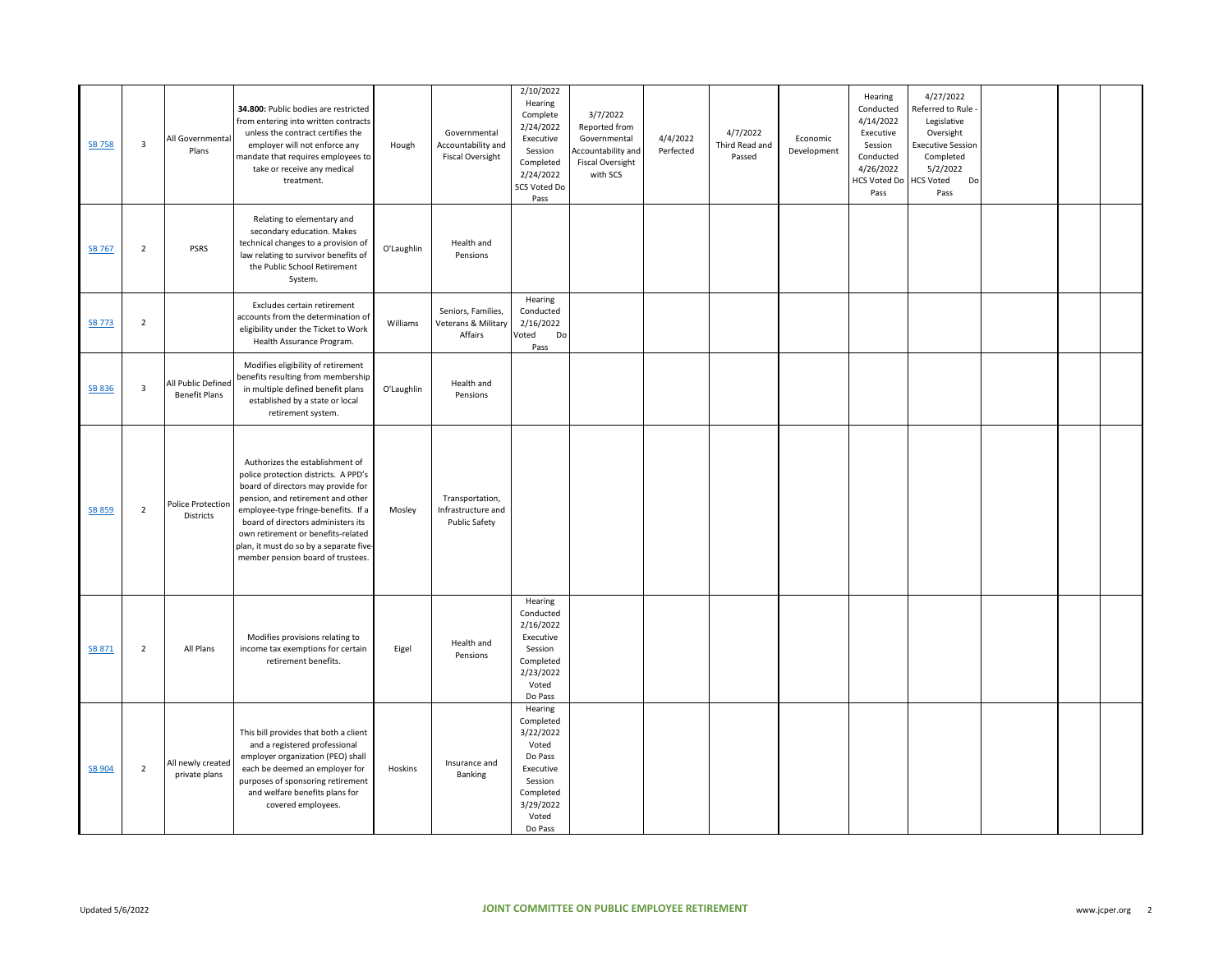| | | | | | | | | | | | | | | | |
|---|---|---|---|---|---|---|---|---|---|---|---|---|---|---|---|
| SB 758 | 3 | All Governmental Plans | **34.800:** Public bodies are restricted from entering into written contracts unless the contract certifies the employer will not enforce any mandate that requires employees to take or receive any medical treatment. | Hough | Governmental Accountability and Fiscal Oversight | 2/10/2022 Hearing Complete 2/24/2022 Executive Session Completed 2/24/2022 SCS Voted Do Pass | 3/7/2022 Reported from Governmental Accountability and Fiscal Oversight with SCS | 4/4/2022 Perfected | 4/7/2022 Third Read and Passed | Economic Development | Hearing Conducted 4/14/2022 Executive Session Conducted 4/26/2022 HCS Voted Do Pass | 4/27/2022 Referred to Rule - Legislative Oversight Executive Session Completed 5/2/2022 HCS Voted Do Pass | | | |
| SB 767 | 2 | PSRS | Relating to elementary and secondary education. Makes technical changes to a provision of law relating to survivor benefits of the Public School Retirement System. | O'Laughlin | Health and Pensions | | | | | | | | | | |
| SB 773 | 2 | | Excludes certain retirement accounts from the determination of eligibility under the Ticket to Work Health Assurance Program. | Williams | Seniors, Families, Veterans & Military Affairs | Hearing Conducted 2/16/2022 Voted Do Pass | | | | | | | | | |
| SB 836 | 3 | All Public Defined Benefit Plans | Modifies eligibility of retirement benefits resulting from membership in multiple defined benefit plans established by a state or local retirement system. | O'Laughlin | Health and Pensions | | | | | | | | | | |
| SB 859 | 2 | Police Protection Districts | Authorizes the establishment of police protection districts. A PPD's board of directors may provide for pension, and retirement and other employee-type fringe-benefits. If a board of directors administers its own retirement or benefits-related plan, it must do so by a separate five-member pension board of trustees. | Mosley | Transportation, Infrastructure and Public Safety | | | | | | | | | | |
| SB 871 | 2 | All Plans | Modifies provisions relating to income tax exemptions for certain retirement benefits. | Eigel | Health and Pensions | Hearing Conducted 2/16/2022 Executive Session Completed 2/23/2022 Voted Do Pass | | | | | | | | | |
| SB 904 | 2 | All newly created private plans | This bill provides that both a client and a registered professional employer organization (PEO) shall each be deemed an employer for purposes of sponsoring retirement and welfare benefits plans for covered employees. | Hoskins | Insurance and Banking | Hearing Completed 3/22/2022 Voted Do Pass Executive Session Completed 3/29/2022 Voted Do Pass | | | | | | | | | |

Updated 5/6/2022 — JOINT COMMITTEE ON PUBLIC EMPLOYEE RETIREMENT — www.jcper.org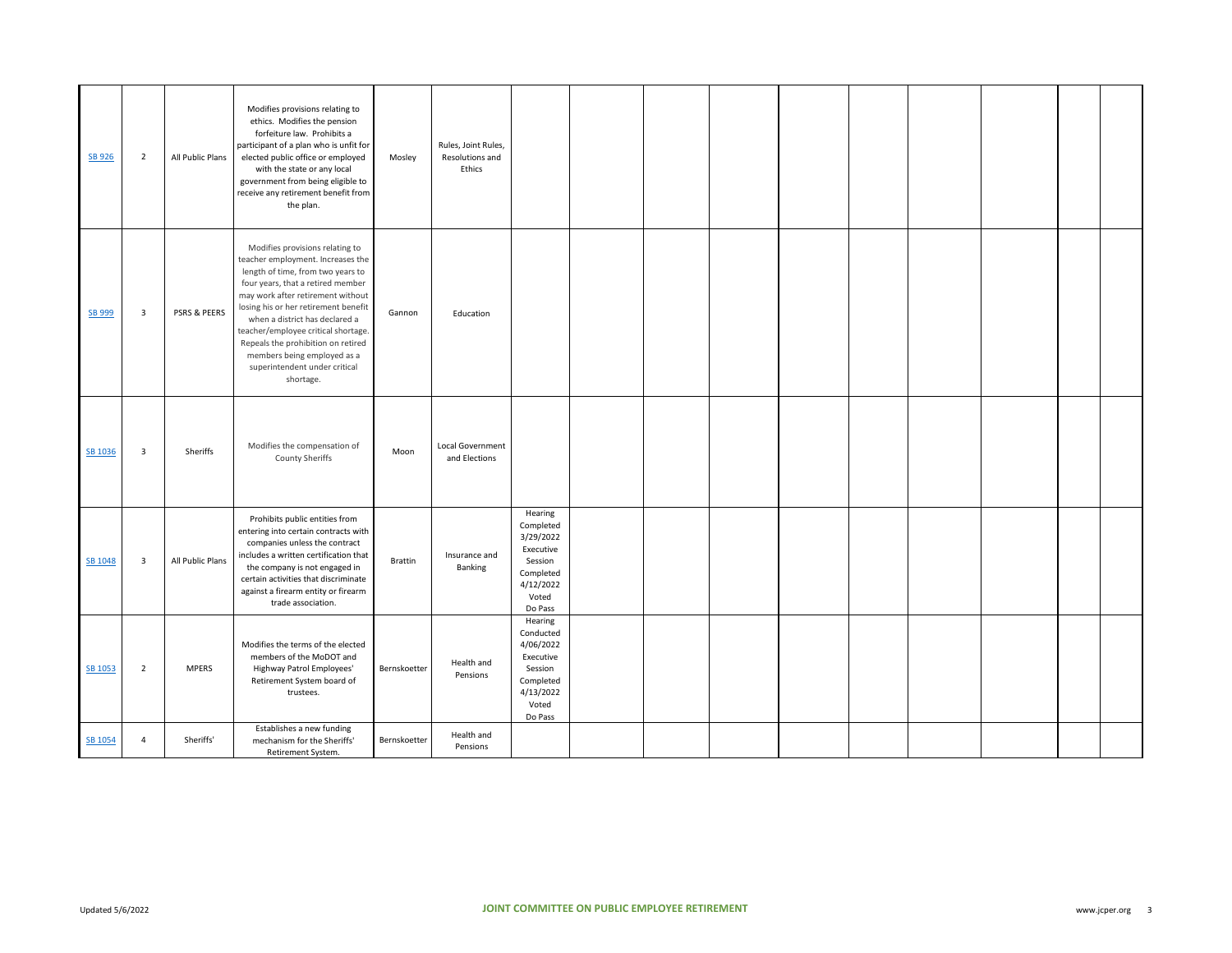| | | | | | | | | | | | | | | | |
|---|---|---|---|---|---|---|---|---|---|---|---|---|---|---|---|
| SB 926 | 2 | All Public Plans | Modifies provisions relating to ethics. Modifies the pension forfeiture law. Prohibits a participant of a plan who is unfit for elected public office or employed with the state or any local government from being eligible to receive any retirement benefit from the plan. | Mosley | Rules, Joint Rules, Resolutions and Ethics | | | | | | | | | | |
| SB 999 | 3 | PSRS & PEERS | Modifies provisions relating to teacher employment. Increases the length of time, from two years to four years, that a retired member may work after retirement without losing his or her retirement benefit when a district has declared a teacher/employee critical shortage. Repeals the prohibition on retired members being employed as a superintendent under critical shortage. | Gannon | Education | | | | | | | | | | |
| SB 1036 | 3 | Sheriffs | Modifies the compensation of County Sheriffs | Moon | Local Government and Elections | | | | | | | | | | |
| SB 1048 | 3 | All Public Plans | Prohibits public entities from entering into certain contracts with companies unless the contract includes a written certification that the company is not engaged in certain activities that discriminate against a firearm entity or firearm trade association. | Brattin | Insurance and Banking | Hearing Completed 3/29/2022 Executive Session Completed 4/12/2022 Voted Do Pass | | | | | | | | | |
| SB 1053 | 2 | MPERS | Modifies the terms of the elected members of the MoDOT and Highway Patrol Employees' Retirement System board of trustees. | Bernskoetter | Health and Pensions | Hearing Conducted 4/06/2022 Executive Session Completed 4/13/2022 Voted Do Pass | | | | | | | | | |
| SB 1054 | 4 | Sheriffs' | Establishes a new funding mechanism for the Sheriffs' Retirement System. | Bernskoetter | Health and Pensions | | | | | | | | | | |

Updated 5/6/2022 **JOINT COMMITTEE ON PUBLIC EMPLOYEE RETIREMENT** www.jcper.org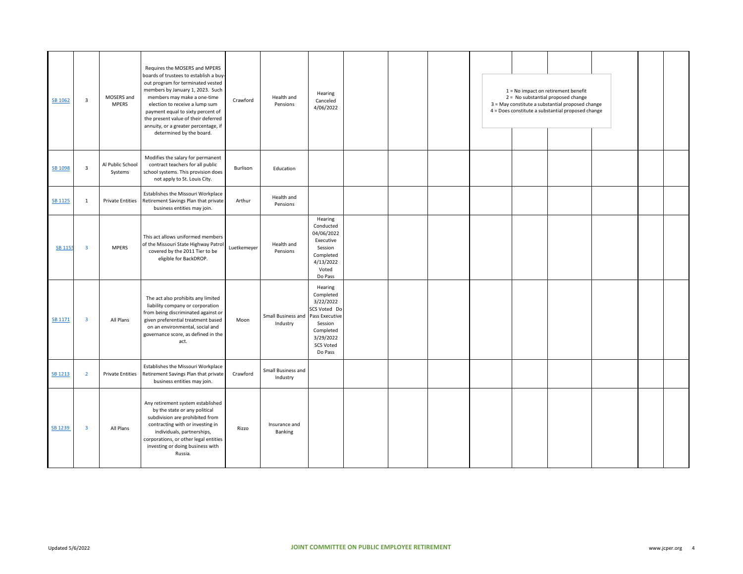| | | | | | | | | | | | | | | | | |
|---|---|---|---|---|---|---|---|---|---|---|---|---|---|---|---|---|
| SB 1062 | 3 | MOSERS and MPERS | Requires the MOSERS and MPERS boards of trustees to establish a buy-out program for terminated vested members by January 1, 2023. Such members may make a one-time election to receive a lump sum payment equal to sixty percent of the present value of their deferred annuity, or a greater percentage, if determined by the board. | Crawford | Health and Pensions | Hearing Canceled 4/06/2022 | | | | | | | | | |
| SB 1098 | 3 | Al Public School Systems | Modifies the salary for permanent contract teachers for all public school systems. This provision does not apply to St. Louis City. | Burlison | Education | | | | | | | | | | |
| SB 1125 | 1 | Private Entities | Establishes the Missouri Workplace Retirement Savings Plan that private business entities may join. | Arthur | Health and Pensions | | | | | | | | | | |
| SB 1155 | 3 | MPERS | This act allows uniformed members of the Missouri State Highway Patrol covered by the 2011 Tier to be eligible for BackDROP. | Luetkemeyer | Health and Pensions | Hearing Conducted 04/06/2022 Executive Session Completed 4/13/2022 Voted Do Pass | | | | | | | | | |
| SB 1171 | 3 | All Plans | The act also prohibits any limited liability company or corporation from being discriminated against or given preferential treatment based on an environmental, social and governance score, as defined in the act. | Moon | Small Business and Industry | Hearing Completed 3/22/2022 SCS Voted Do Pass Executive Session Completed 3/29/2022 SCS Voted Do Pass | | | | | | | | | |
| SB 1213 | 2 | Private Entities | Establishes the Missouri Workplace Retirement Savings Plan that private business entities may join. | Crawford | Small Business and Industry | | | | | | | | | | |
| SB 1239 | 3 | All Plans | Any retirement system established by the state or any political subdivision are prohibited from contracting with or investing in individuals, partnerships, corporations, or other legal entities investing or doing business with Russia. | Rizzo | Insurance and Banking | | | | | | | | | | |

1 = No impact on retirement benefit
2 = No substantial proposed change
3 = May constitute a substantial proposed change
4 = Does constitute a substantial proposed change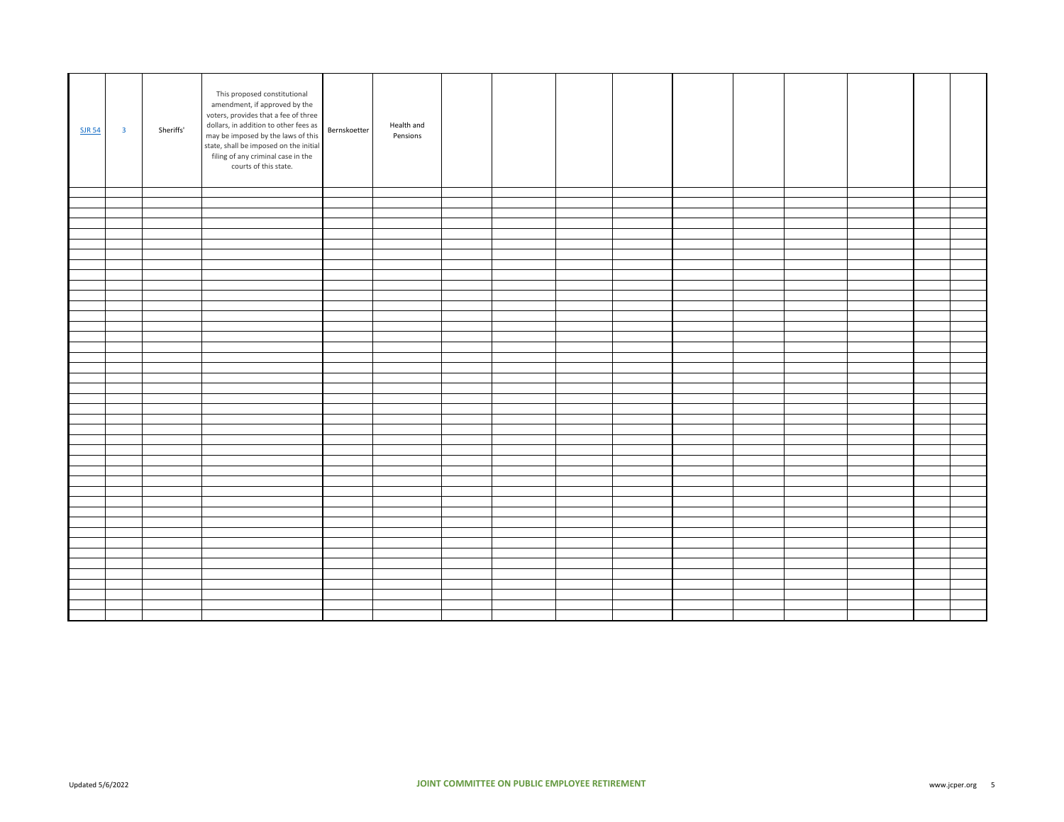| | | | | | | | | | | | | | | | |
|---|---|---|---|---|---|---|---|---|---|---|---|---|---|---|---|
| SJR 54 | 3 | Sheriffs' | This proposed constitutional amendment, if approved by the voters, provides that a fee of three dollars, in addition to other fees as may be imposed by the laws of this state, shall be imposed on the initial filing of any criminal case in the courts of this state. | Bernskoetter | Health and Pensions | | | | | | | | | | |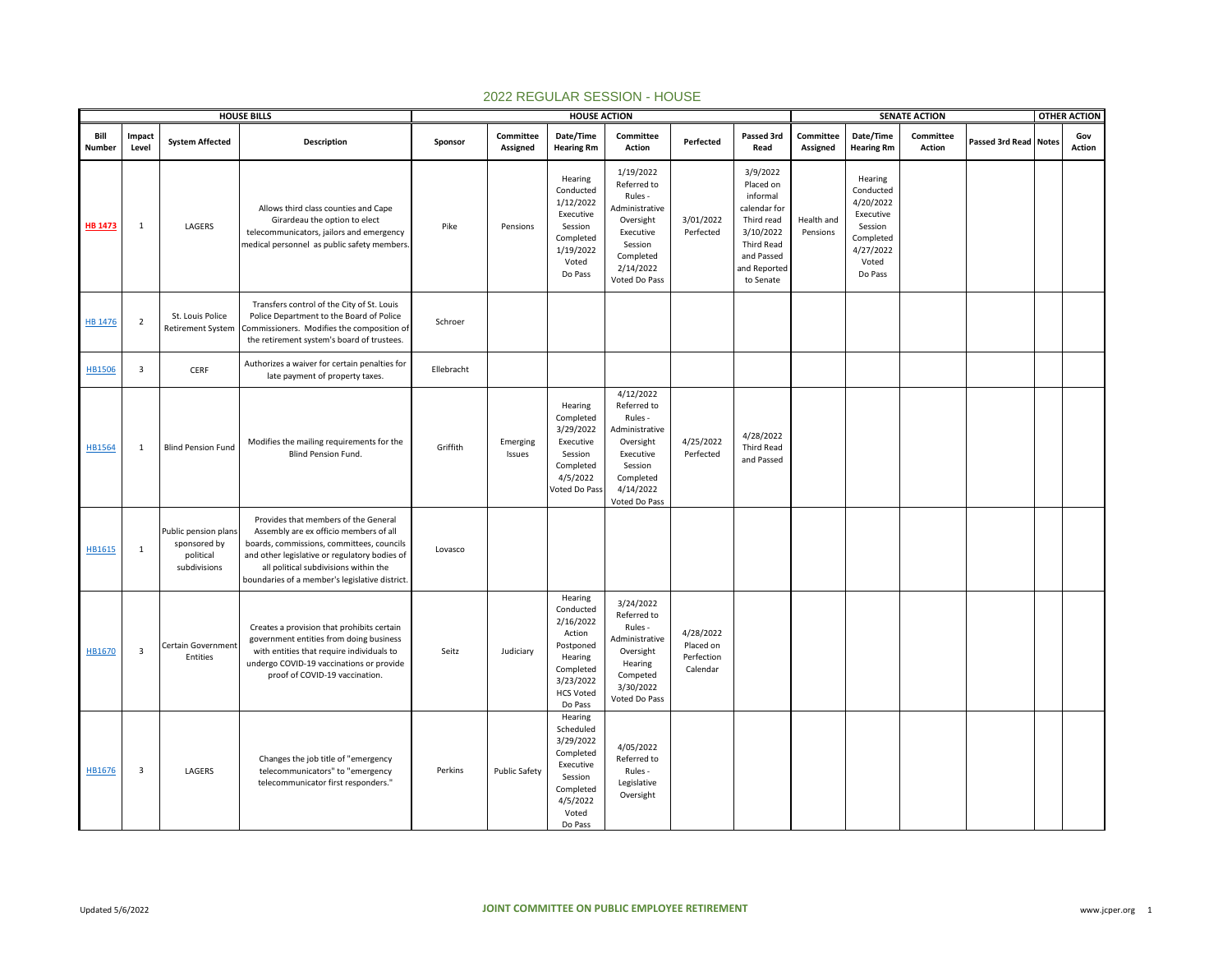# 2022 REGULAR SESSION - HOUSE

| HOUSE BILLS | | | | HOUSE ACTION | | | | | | SENATE ACTION | | | | | OTHER ACTION |
|---|---|---|---|---|---|---|---|---|---|---|---|---|---|---|---|
| Bill Number | Impact Level | System Affected | Description | Sponsor | Committee Assigned | Date/Time Hearing Rm | Committee Action | Perfected | Passed 3rd Read | Committee Assigned | Date/Time Hearing Rm | Committee Action | Passed 3rd Read | Notes | Gov Action |
| HB 1473 | 1 | LAGERS | Allows third class counties and Cape Girardeau the option to elect telecommunicators, jailors and emergency medical personnel as public safety members. | Pike | Pensions | Hearing Conducted 1/12/2022 Executive Session Completed 1/19/2022 Voted Do Pass | 1/19/2022 Referred to Rules - Administrative Oversight Executive Session Completed 2/14/2022 Voted Do Pass | 3/01/2022 Perfected | 3/9/2022 Placed on informal calendar for Third read 3/10/2022 Third Read and Passed and Reported to Senate | Health and Pensions | Hearing Conducted 4/20/2022 Executive Session Completed 4/27/2022 Voted Do Pass | | | | |
| HB 1476 | 2 | St. Louis Police Retirement System | Transfers control of the City of St. Louis Police Department to the Board of Police Commissioners. Modifies the composition of the retirement system's board of trustees. | Schroer | | | | | | | | | | | |
| HB1506 | 3 | CERF | Authorizes a waiver for certain penalties for late payment of property taxes. | Ellebracht | | | | | | | | | | | |
| HB1564 | 1 | Blind Pension Fund | Modifies the mailing requirements for the Blind Pension Fund. | Griffith | Emerging Issues | Hearing Completed 3/29/2022 Executive Session Completed 4/5/2022 Voted Do Pass | 4/12/2022 Referred to Rules - Administrative Oversight Executive Session Completed 4/14/2022 Voted Do Pass | 4/25/2022 Perfected | 4/28/2022 Third Read and Passed | | | | | | |
| HB1615 | 1 | Public pension plans sponsored by political subdivisions | Provides that members of the General Assembly are ex officio members of all boards, commissions, committees, councils and other legislative or regulatory bodies of all political subdivisions within the boundaries of a member's legislative district. | Lovasco | | | | | | | | | | | |
| HB1670 | 3 | Certain Government Entities | Creates a provision that prohibits certain government entities from doing business with entities that require individuals to undergo COVID-19 vaccinations or provide proof of COVID-19 vaccination. | Seitz | Judiciary | Hearing Conducted 2/16/2022 Action Postponed Hearing Completed 3/23/2022 HCS Voted Do Pass | 3/24/2022 Referred to Rules - Administrative Oversight Hearing Competed 3/30/2022 Voted Do Pass | 4/28/2022 Placed on Perfection Calendar | | | | | | | |
| HB1676 | 3 | LAGERS | Changes the job title of "emergency telecommunicators" to "emergency telecommunicator first responders." | Perkins | Public Safety | Hearing Scheduled 3/29/2022 Completed Executive Session Completed 4/5/2022 Voted Do Pass | 4/05/2022 Referred to Rules - Legislative Oversight | | | | | | | | |

Updated 5/6/2022 — JOINT COMMITTEE ON PUBLIC EMPLOYEE RETIREMENT — www.jcper.org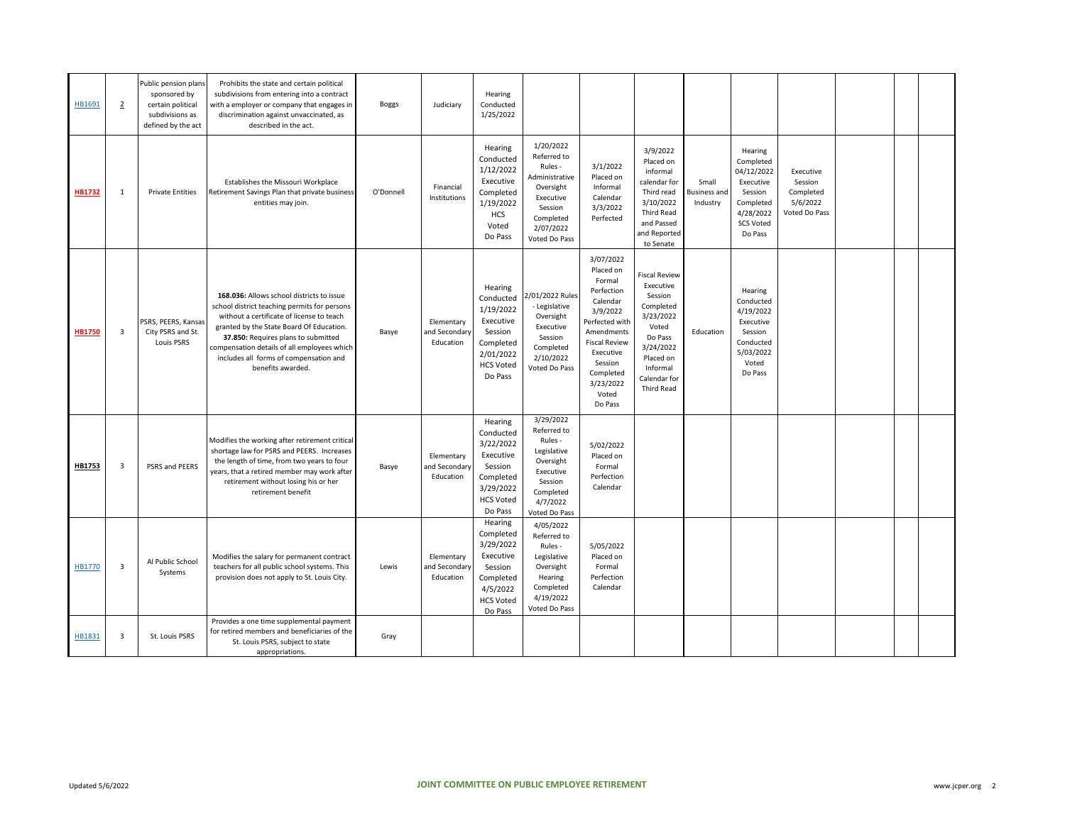| | | | | | | | | | | | | | | | | |
|---|---|---|---|---|---|---|---|---|---|---|---|---|---|---|---|---|
| HB1691 | 2 | Public pension plans sponsored by certain political subdivisions as defined by the act | Prohibits the state and certain political subdivisions from entering into a contract with a employer or company that engages in discrimination against unvaccinated, as described in the act. | Boggs | Judiciary | Hearing Conducted 1/25/2022 | | | | | | | | | | |
| **HB1732** | 1 | Private Entities | Establishes the Missouri Workplace Retirement Savings Plan that private business entities may join. | O'Donnell | Financial Institutions | Hearing Conducted 1/12/2022 Executive Completed 1/19/2022 HCS Voted Do Pass | 1/20/2022 Referred to Rules - Administrative Oversight Executive Session Completed 2/07/2022 Voted Do Pass | 3/1/2022 Placed on Informal Calendar 3/3/2022 Perfected | 3/9/2022 Placed on informal calendar for Third read 3/10/2022 Third Read and Passed and Reported to Senate | Small Business and Industry | Hearing Completed 04/12/2022 Executive Session Completed 4/28/2022 SCS Voted Do Pass | Executive Session Completed 5/6/2022 Voted Do Pass | | | | |
| **HB1750** | 3 | PSRS, PEERS, Kansas City PSRS and St. Louis PSRS | **168.036:** Allows school districts to issue school district teaching permits for persons without a certificate of license to teach granted by the State Board Of Education. **37.850:** Requires plans to submitted compensation details of all employees which includes all forms of compensation and benefits awarded. | Basye | Elementary and Secondary Education | Hearing Conducted 1/19/2022 Executive Session Completed 2/01/2022 HCS Voted Do Pass | 2/01/2022 Rules - Legislative Oversight Executive Session Completed 2/10/2022 Voted Do Pass | 3/07/2022 Placed on Formal Perfection Calendar 3/9/2022 Perfected with Amendments Fiscal Review Executive Session Completed 3/23/2022 Voted Do Pass | Fiscal Review Executive Session Completed 3/23/2022 Voted Do Pass 3/24/2022 Placed on Informal Calendar for Third Read | Education | Hearing Conducted 4/19/2022 Executive Session Conducted 5/03/2022 Voted Do Pass | | | | | |
| **HB1753** | 3 | PSRS and PEERS | Modifies the working after retirement critical shortage law for PSRS and PEERS. Increases the length of time, from two years to four years, that a retired member may work after retirement without losing his or her retirement benefit | Basye | Elementary and Secondary Education | Hearing Conducted 3/22/2022 Executive Session Completed 3/29/2022 HCS Voted Do Pass | 3/29/2022 Referred to Rules - Legislative Oversight Executive Session Completed 4/7/2022 Voted Do Pass | 5/02/2022 Placed on Formal Perfection Calendar | | | | | | | | |
| HB1770 | 3 | Al Public School Systems | Modifies the salary for permanent contract teachers for all public school systems. This provision does not apply to St. Louis City. | Lewis | Elementary and Secondary Education | Hearing Completed 3/29/2022 Executive Session Completed 4/5/2022 HCS Voted Do Pass | 4/05/2022 Referred to Rules - Legislative Oversight Hearing Completed 4/19/2022 Voted Do Pass | 5/05/2022 Placed on Formal Perfection Calendar | | | | | | | | |
| HB1831 | 3 | St. Louis PSRS | Provides a one time supplemental payment for retired members and beneficiaries of the St. Louis PSRS, subject to state appropriations. | Gray | | | | | | | | | | | | |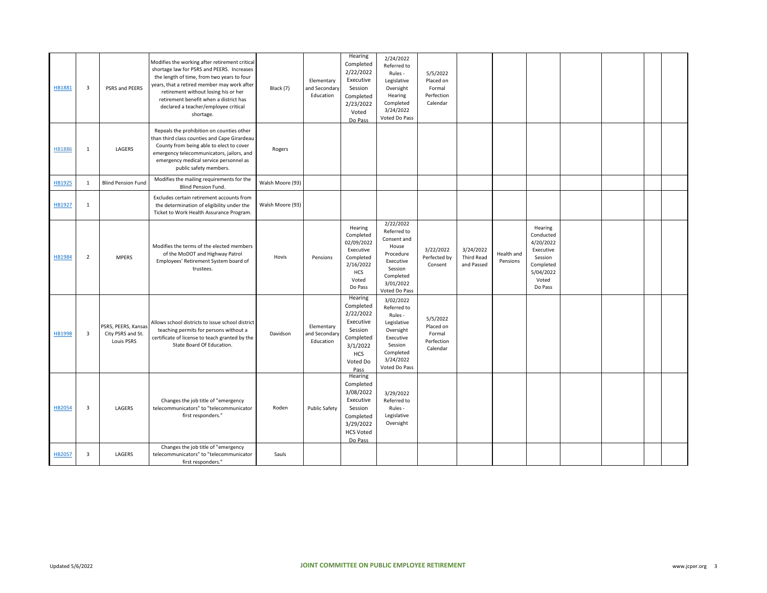| | | | | | | | | | | | | | | | |
|---|---|---|---|---|---|---|---|---|---|---|---|---|---|---|---|
| HB1881 | 3 | PSRS and PEERS | Modifies the working after retirement critical shortage law for PSRS and PEERS. Increases the length of time, from two years to four years, that a retired member may work after retirement without losing his or her retirement benefit when a district has declared a teacher/employee critical shortage. | Black (7) | Elementary and Secondary Education | Hearing Completed 2/22/2022 Executive Session Completed 2/23/2022 Voted Do Pass | 2/24/2022 Referred to Rules - Legislative Oversight Hearing Completed 3/24/2022 Voted Do Pass | 5/5/2022 Placed on Formal Perfection Calendar | | | | | | | |
| HB1886 | 1 | LAGERS | Repeals the prohibition on counties other than third class counties and Cape Girardeau County from being able to elect to cover emergency telecommunicators, jailors, and emergency medical service personnel as public safety members. | Rogers | | | | | | | | | | | |
| HB1925 | 1 | Blind Pension Fund | Modifies the mailing requirements for the Blind Pension Fund. | Walsh Moore (93) | | | | | | | | | | | |
| HB1927 | 1 | | Excludes certain retirement accounts from the determination of eligibility under the Ticket to Work Health Assurance Program. | Walsh Moore (93) | | | | | | | | | | | |
| HB1984 | 2 | MPERS | Modifies the terms of the elected members of the MoDOT and Highway Patrol Employees' Retirement System board of trustees. | Hovis | Pensions | Hearing Completed 02/09/2022 Executive Session Completed 2/16/2022 HCS Voted Do Pass | 2/22/2022 Referred to Consent and House Procedure Executive Session Completed 3/01/2022 Voted Do Pass | 3/22/2022 Perfected by Consent | 3/24/2022 Third Read and Passed | Health and Pensions | Hearing Conducted 4/20/2022 Executive Session Completed 5/04/2022 Voted Do Pass | | | | |
| HB1998 | 3 | PSRS, PEERS, Kansas City PSRS and St. Louis PSRS | Allows school districts to issue school district teaching permits for persons without a certificate of license to teach granted by the State Board Of Education. | Davidson | Elementary and Secondary Education | Hearing Completed 2/22/2022 Executive Session Completed 3/1/2022 HCS Voted Do Pass | 3/02/2022 Referred to Rules - Legislative Oversight Executive Session Completed 3/24/2022 Voted Do Pass | 5/5/2022 Placed on Formal Perfection Calendar | | | | | | | |
| HB2054 | 3 | LAGERS | Changes the job title of "emergency telecommunicators" to "telecommunicator first responders." | Roden | Public Safety | Hearing Completed 3/08/2022 Executive Session Completed 3/29/2022 HCS Voted Do Pass | 3/29/2022 Referred to Rules - Legislative Oversight | | | | | | | | |
| HB2057 | 3 | LAGERS | Changes the job title of "emergency telecommunicators" to "telecommunicator first responders." | Sauls | | | | | | | | | | | |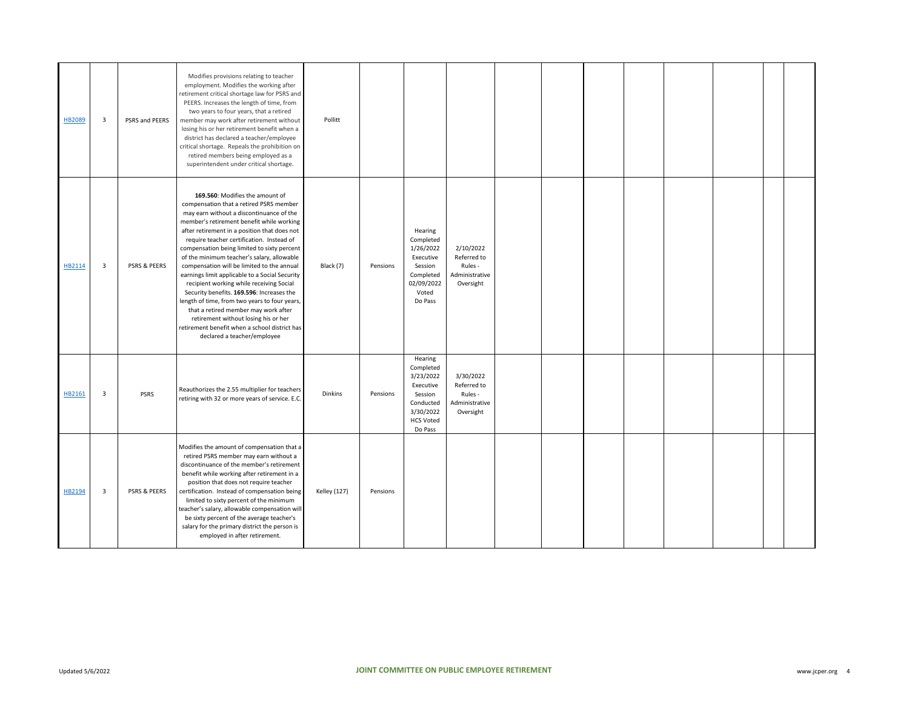| | | | | | | | | | | | | | | | | |
|---|---|---|---|---|---|---|---|---|---|---|---|---|---|---|---|---|
| HB2089 | 3 | PSRS and PEERS | Modifies provisions relating to teacher employment. Modifies the working after retirement critical shortage law for PSRS and PEERS. Increases the length of time, from two years to four years, that a retired member may work after retirement without losing his or her retirement benefit when a district has declared a teacher/employee critical shortage. Repeals the prohibition on retired members being employed as a superintendent under critical shortage. | Pollitt | | | | | | | | | | | | |
| HB2114 | 3 | PSRS & PEERS | **169.560**: Modifies the amount of compensation that a retired PSRS member may earn without a discontinuance of the member's retirement benefit while working after retirement in a position that does not require teacher certification. Instead of compensation being limited to sixty percent of the minimum teacher's salary, allowable compensation will be limited to the annual earnings limit applicable to a Social Security recipient working while receiving Social Security benefits. **169.596**: Increases the length of time, from two years to four years, that a retired member may work after retirement without losing his or her retirement benefit when a school district has declared a teacher/employee | Black (7) | Pensions | Hearing Completed 1/26/2022 Executive Session Completed 02/09/2022 Voted Do Pass | 2/10/2022 Referred to Rules - Administrative Oversight | | | | | | | | | |
| HB2161 | 3 | PSRS | Reauthorizes the 2.55 multiplier for teachers retiring with 32 or more years of service. E.C. | Dinkins | Pensions | Hearing Completed 3/23/2022 Executive Session Conducted 3/30/2022 HCS Voted Do Pass | 3/30/2022 Referred to Rules - Administrative Oversight | | | | | | | | | |
| HB2194 | 3 | PSRS & PEERS | Modifies the amount of compensation that a retired PSRS member may earn without a discontinuance of the member's retirement benefit while working after retirement in a position that does not require teacher certification. Instead of compensation being limited to sixty percent of the minimum teacher's salary, allowable compensation will be sixty percent of the average teacher's salary for the primary district the person is employed in after retirement. | Kelley (127) | Pensions | | | | | | | | | | | |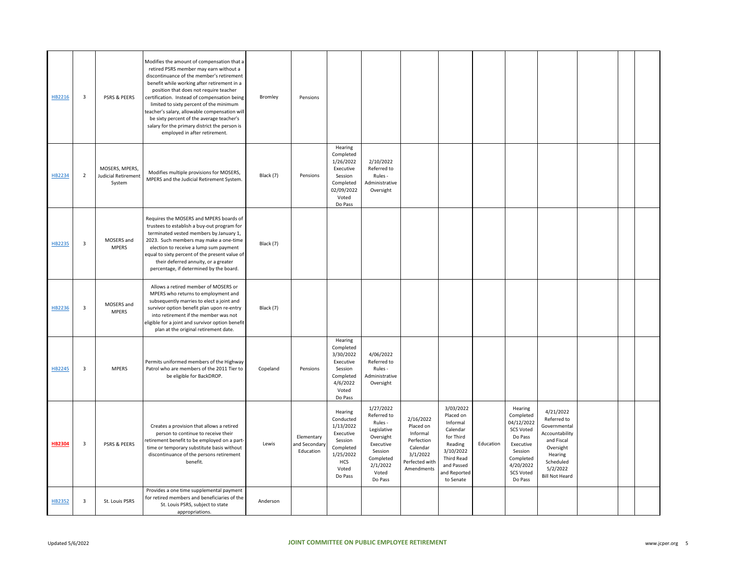| | | | | | | | | | | | | | | | |
|---|---|---|---|---|---|---|---|---|---|---|---|---|---|---|---|
| HB2216 | 3 | PSRS & PEERS | Modifies the amount of compensation that a retired PSRS member may earn without a discontinuance of the member's retirement benefit while working after retirement in a position that does not require teacher certification. Instead of compensation being limited to sixty percent of the minimum teacher's salary, allowable compensation will be sixty percent of the average teacher's salary for the primary district the person is employed in after retirement. | Bromley | Pensions | | | | | | | | | | |
| HB2234 | 2 | MOSERS, MPERS, Judicial Retirement System | Modifies multiple provisions for MOSERS, MPERS and the Judicial Retirement System. | Black (7) | Pensions | Hearing Completed 1/26/2022 Executive Session Completed 02/09/2022 Voted Do Pass | 2/10/2022 Referred to Rules - Administrative Oversight | | | | | | | | |
| HB2235 | 3 | MOSERS and MPERS | Requires the MOSERS and MPERS boards of trustees to establish a buy-out program for terminated vested members by January 1, 2023. Such members may make a one-time election to receive a lump sum payment equal to sixty percent of the present value of their deferred annuity, or a greater percentage, if determined by the board. | Black (7) | | | | | | | | | | | |
| HB2236 | 3 | MOSERS and MPERS | Allows a retired member of MOSERS or MPERS who returns to employment and subsequently marries to elect a joint and survivor option benefit plan upon re-entry into retirement if the member was not eligible for a joint and survivor option benefit plan at the original retirement date. | Black (7) | | | | | | | | | | | |
| HB2245 | 3 | MPERS | Permits uniformed members of the Highway Patrol who are members of the 2011 Tier to be eligible for BackDROP. | Copeland | Pensions | Hearing Completed 3/30/2022 Executive Session Completed 4/6/2022 Voted Do Pass | 4/06/2022 Referred to Rules - Administrative Oversight | | | | | | | | |
| **HB2304** | 3 | PSRS & PEERS | Creates a provision that allows a retired person to continue to receive their retirement benefit to be employed on a part-time or temporary substitute basis without discontinuance of the persons retirement benefit. | Lewis | Elementary and Secondary Education | Hearing Conducted 1/13/2022 Executive Session Completed 1/25/2022 HCS Voted Do Pass | 1/27/2022 Referred to Rules - Legislative Oversight Executive Session Completed 2/1/2022 Voted Do Pass | 2/16/2022 Placed on Informal Perfection Calendar 3/1/2022 Perfected with Amendments | 3/03/2022 Placed on Informal Calendar for Third Reading 3/10/2022 Third Read and Passed and Reported to Senate | Education | Hearing Completed 04/12/2022 SCS Voted Do Pass Executive Session Completed 4/20/2022 SCS Voted Do Pass | 4/21/2022 Referred to Governmental Accountability and Fiscal Oversight Hearing Scheduled 5/2/2022 Bill Not Heard | | | |
| HB2352 | 3 | St. Louis PSRS | Provides a one time supplemental payment for retired members and beneficiaries of the St. Louis PSRS, subject to state appropriations. | Anderson | | | | | | | | | | | |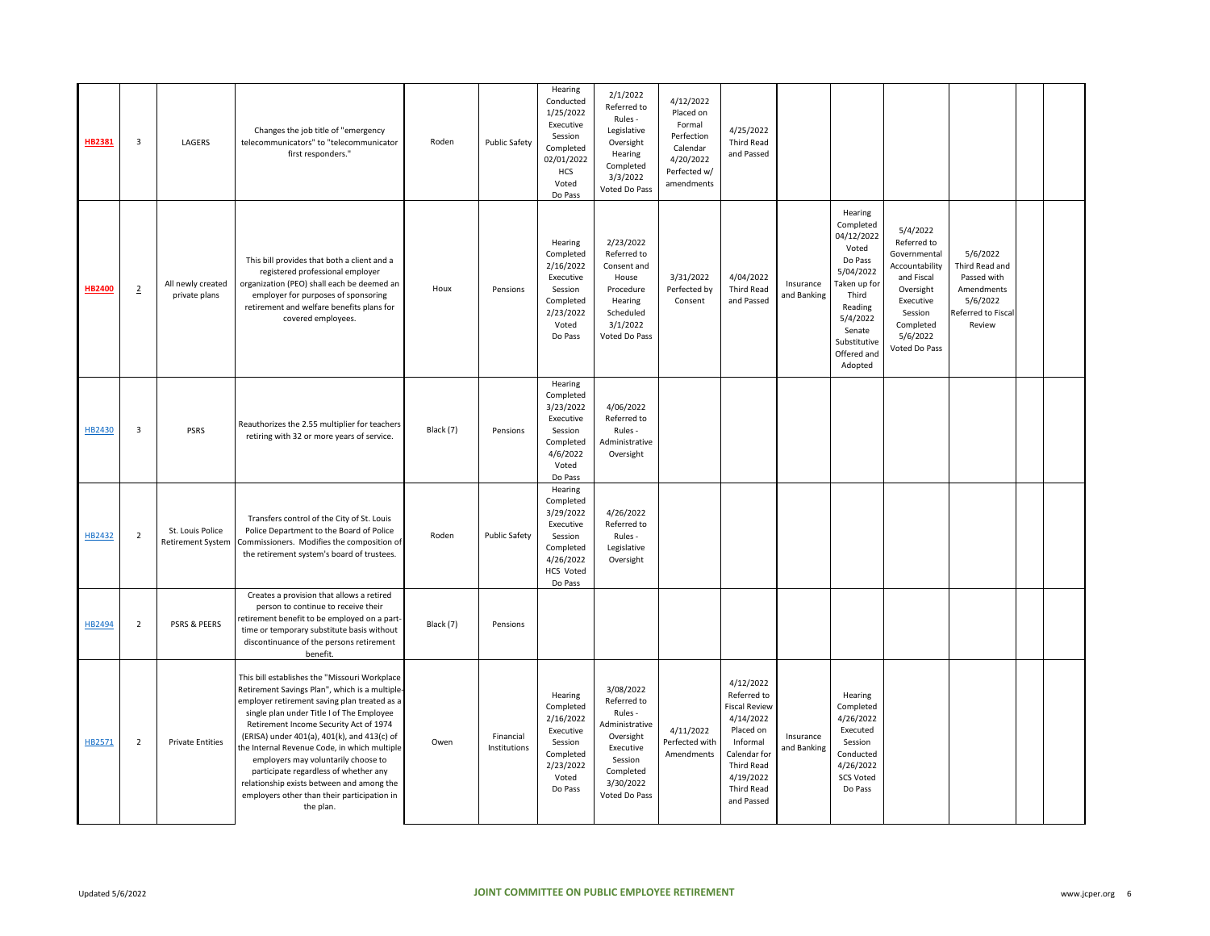| | | | | | | | | | | | | | | | |
|---|---|---|---|---|---|---|---|---|---|---|---|---|---|---|---|
| HB2381 | 3 | LAGERS | Changes the job title of "emergency telecommunicators" to "telecommunicator first responders." | Roden | Public Safety | Hearing Conducted 1/25/2022 Executive Session Completed 02/01/2022 HCS Voted Do Pass | 2/1/2022 Referred to Rules - Legislative Oversight Hearing Completed 3/3/2022 Voted Do Pass | 4/12/2022 Placed on Formal Perfection Calendar 4/20/2022 Perfected w/ amendments | 4/25/2022 Third Read and Passed | | | | | | |
| HB2400 | 2 | All newly created private plans | This bill provides that both a client and a registered professional employer organization (PEO) shall each be deemed an employer for purposes of sponsoring retirement and welfare benefits plans for covered employees. | Houx | Pensions | Hearing Completed 2/16/2022 Executive Session Completed 2/23/2022 Voted Do Pass | 2/23/2022 Referred to Consent and House Procedure Hearing Scheduled 3/1/2022 Voted Do Pass | 3/31/2022 Perfected by Consent | 4/04/2022 Third Read and Passed | Insurance and Banking | Hearing Completed 04/12/2022 Voted Do Pass 5/04/2022 Taken up for Third Reading 5/4/2022 Senate Substitutive Offered and Adopted | 5/4/2022 Referred to Governmental Accountability and Fiscal Oversight Executive Session Completed 5/6/2022 Voted Do Pass | 5/6/2022 Third Read and Passed with Amendments 5/6/2022 Referred to Fiscal Review | | |
| HB2430 | 3 | PSRS | Reauthorizes the 2.55 multiplier for teachers retiring with 32 or more years of service. | Black (7) | Pensions | Hearing Completed 3/23/2022 Executive Session Completed 4/6/2022 Voted Do Pass | 4/06/2022 Referred to Rules - Administrative Oversight | | | | | | | | |
| HB2432 | 2 | St. Louis Police Retirement System | Transfers control of the City of St. Louis Police Department to the Board of Police Commissioners. Modifies the composition of the retirement system's board of trustees. | Roden | Public Safety | Hearing Completed 3/29/2022 Executive Session Completed 4/26/2022 HCS Voted Do Pass | 4/26/2022 Referred to Rules - Legislative Oversight | | | | | | | | |
| HB2494 | 2 | PSRS & PEERS | Creates a provision that allows a retired person to continue to receive their retirement benefit to be employed on a part-time or temporary substitute basis without discontinuance of the persons retirement benefit. | Black (7) | Pensions | | | | | | | | | | |
| HB2571 | 2 | Private Entities | This bill establishes the "Missouri Workplace Retirement Savings Plan", which is a multiple-employer retirement saving plan treated as a single plan under Title I of The Employee Retirement Income Security Act of 1974 (ERISA) under 401(a), 401(k), and 413(c) of the Internal Revenue Code, in which multiple employers may voluntarily choose to participate regardless of whether any relationship exists between and among the employers other than their participation in the plan. | Owen | Financial Institutions | Hearing Completed 2/16/2022 Executive Session Completed 2/23/2022 Voted Do Pass | 3/08/2022 Referred to Rules - Administrative Oversight Executive Session Completed 3/30/2022 Voted Do Pass | 4/11/2022 Perfected with Amendments | 4/12/2022 Referred to Fiscal Review 4/14/2022 Placed on Informal Calendar for Third Read 4/19/2022 Third Read and Passed | Insurance and Banking | Hearing Completed 4/26/2022 Executed Session Conducted 4/26/2022 SCS Voted Do Pass | | | | |

Updated 5/6/2022 **JOINT COMMITTEE ON PUBLIC EMPLOYEE RETIREMENT** www.jcper.org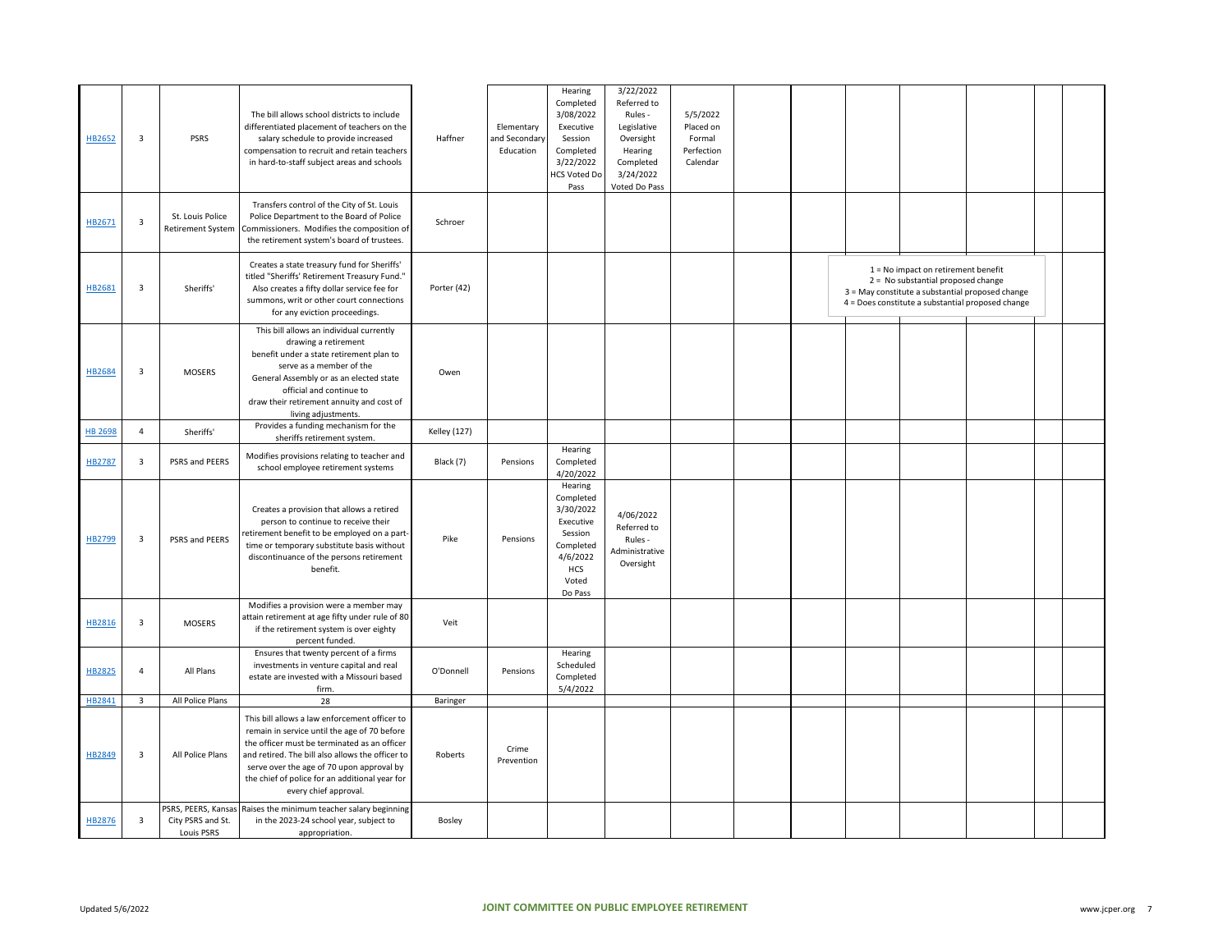| | | | | | | | | | | | | | | |
|---|---|---|---|---|---|---|---|---|---|---|---|---|---|---|
| HB2652 | 3 | PSRS | The bill allows school districts to include differentiated placement of teachers on the salary schedule to provide increased compensation to recruit and retain teachers in hard-to-staff subject areas and schools | Haffner | Elementary and Secondary Education | Hearing Completed 3/08/2022 Executive Session Completed 3/22/2022 HCS Voted Do Pass | 3/22/2022 Referred to Rules - Legislative Oversight Hearing Completed 3/24/2022 Voted Do Pass | 5/5/2022 Placed on Formal Perfection Calendar | | | | | | |
| HB2671 | 3 | St. Louis Police Retirement System | Transfers control of the City of St. Louis Police Department to the Board of Police Commissioners. Modifies the composition of the retirement system's board of trustees. | Schroer | | | | | | | | | | |
| HB2681 | 3 | Sheriffs' | Creates a state treasury fund for Sheriffs' titled "Sheriffs' Retirement Treasury Fund." Also creates a fifty dollar service fee for summons, writ or other court connections for any eviction proceedings. | Porter (42) | | | | | | | | | | |
| HB2684 | 3 | MOSERS | This bill allows an individual currently drawing a retirement benefit under a state retirement plan to serve as a member of the General Assembly or as an elected state official and continue to draw their retirement annuity and cost of living adjustments. | Owen | | | | | | | | | | |
| HB 2698 | 4 | Sheriffs' | Provides a funding mechanism for the sheriffs retirement system. | Kelley (127) | | | | | | | | | | |
| HB2787 | 3 | PSRS and PEERS | Modifies provisions relating to teacher and school employee retirement systems | Black (7) | Pensions | Hearing Completed 4/20/2022 | | | | | | | | |
| HB2799 | 3 | PSRS and PEERS | Creates a provision that allows a retired person to continue to receive their retirement benefit to be employed on a part-time or temporary substitute basis without discontinuance of the persons retirement benefit. | Pike | Pensions | Hearing Completed 3/30/2022 Executive Session Completed 4/6/2022 HCS Voted Do Pass | 4/06/2022 Referred to Rules - Administrative Oversight | | | | | | | |
| HB2816 | 3 | MOSERS | Modifies a provision were a member may attain retirement at age fifty under rule of 80 if the retirement system is over eighty percent funded. | Veit | | | | | | | | | | |
| HB2825 | 4 | All Plans | Ensures that twenty percent of a firms investments in venture capital and real estate are invested with a Missouri based firm. | O'Donnell | Pensions | Hearing Scheduled Completed 5/4/2022 | | | | | | | | |
| HB2841 | 3 | All Police Plans | 28 | Baringer | | | | | | | | | | |
| HB2849 | 3 | All Police Plans | This bill allows a law enforcement officer to remain in service until the age of 70 before the officer must be terminated as an officer and retired. The bill also allows the officer to serve over the age of 70 upon approval by the chief of police for an additional year for every chief approval. | Roberts | Crime Prevention | | | | | | | | | |
| HB2876 | 3 | PSRS, PEERS, Kansas City PSRS and St. Louis PSRS | Raises the minimum teacher salary beginning in the 2023-24 school year, subject to appropriation. | Bosley | | | | | | | | | | |

1 = No impact on retirement benefit
2 = No substantial proposed change
3 = May constitute a substantial proposed change
4 = Does constitute a substantial proposed change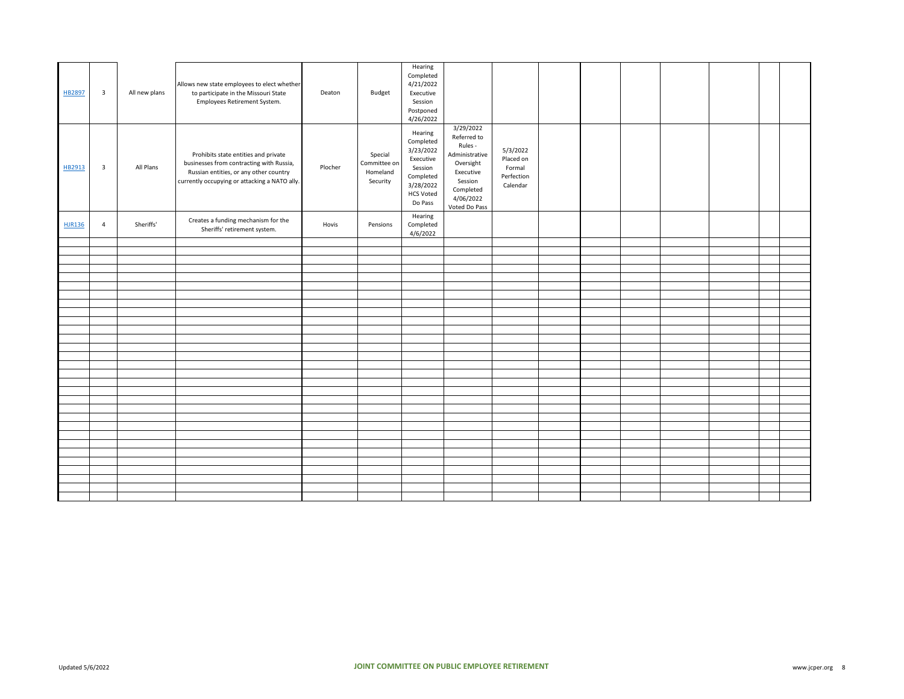| | | | | | | | | | | | | | | | |
|---|---|---|---|---|---|---|---|---|---|---|---|---|---|---|---|
| HB2897 | 3 | All new plans | Allows new state employees to elect whether to participate in the Missouri State Employees Retirement System. | Deaton | Budget | Hearing Completed 4/21/2022 Executive Session Postponed 4/26/2022 | | | | | | | | | |
| HB2913 | 3 | All Plans | Prohibits state entities and private businesses from contracting with Russia, Russian entities, or any other country currently occupying or attacking a NATO ally. | Plocher | Special Committee on Homeland Security | Hearing Completed 3/23/2022 Executive Session Completed 3/28/2022 HCS Voted Do Pass | 3/29/2022 Referred to Rules - Administrative Oversight Executive Session Completed 4/06/2022 Voted Do Pass | 5/3/2022 Placed on Formal Perfection Calendar | | | | | | | |
| HJR136 | 4 | Sheriffs' | Creates a funding mechanism for the Sheriffs' retirement system. | Hovis | Pensions | Hearing Completed 4/6/2022 | | | | | | | | | |

Updated 5/6/2022

JOINT COMMITTEE ON PUBLIC EMPLOYEE RETIREMENT

www.jcper.org